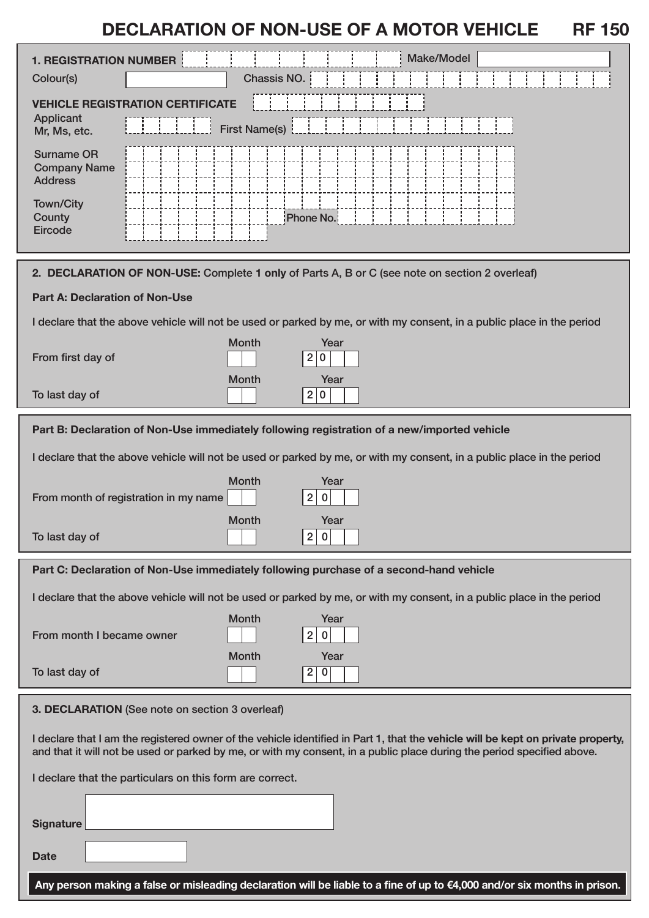# DECLARATION OF NON-USE OF A MOTOR VEHICLE — RF 150

## 1. REGISTRATION NUMBER

Make/Model

Colour(s)

Chassis NO.

**VEHICLE REGISTRATION CERTIFICATE**

Applicant Mr, Ms, etc.

First Name(s)

Surname OR Company Name Address

Town/City County Eircode

Phone No.

## 2. DECLARATION OF NON-USE: Complete **1 only** of Parts A, B or C (see note on section 2 overleaf)

**Part A: Declaration of Non-Use**

I declare that the above vehicle will not be used or parked by me, or with my consent, in a public place in the period

| | Month | Year |
|---|---|---|
| From first day of | | 2 0 |
| To last day of | | 2 0 |

**Part B: Declaration of Non-Use immediately following registration of a new/imported vehicle**

I declare that the above vehicle will not be used or parked by me, or with my consent, in a public place in the period

| | Month | Year |
|---|---|---|
| From month of registration in my name | | 2 0 |
| To last day of | | 2 0 |

**Part C: Declaration of Non-Use immediately following purchase of a second-hand vehicle**

I declare that the above vehicle will not be used or parked by me, or with my consent, in a public place in the period

| | Month | Year |
|---|---|---|
| From month I became owner | | 2 0 |
| To last day of | | 2 0 |

## 3. DECLARATION (See note on section 3 overleaf)

I declare that I am the registered owner of the vehicle identified in Part 1, that the **vehicle will be kept on private property,** and that it will not be used or parked by me, or with my consent, in a public place during the period specified above.

I declare that the particulars on this form are correct.

**Signature**

**Date**

**Any person making a false or misleading declaration will be liable to a fine of up to €4,000 and/or six months in prison.**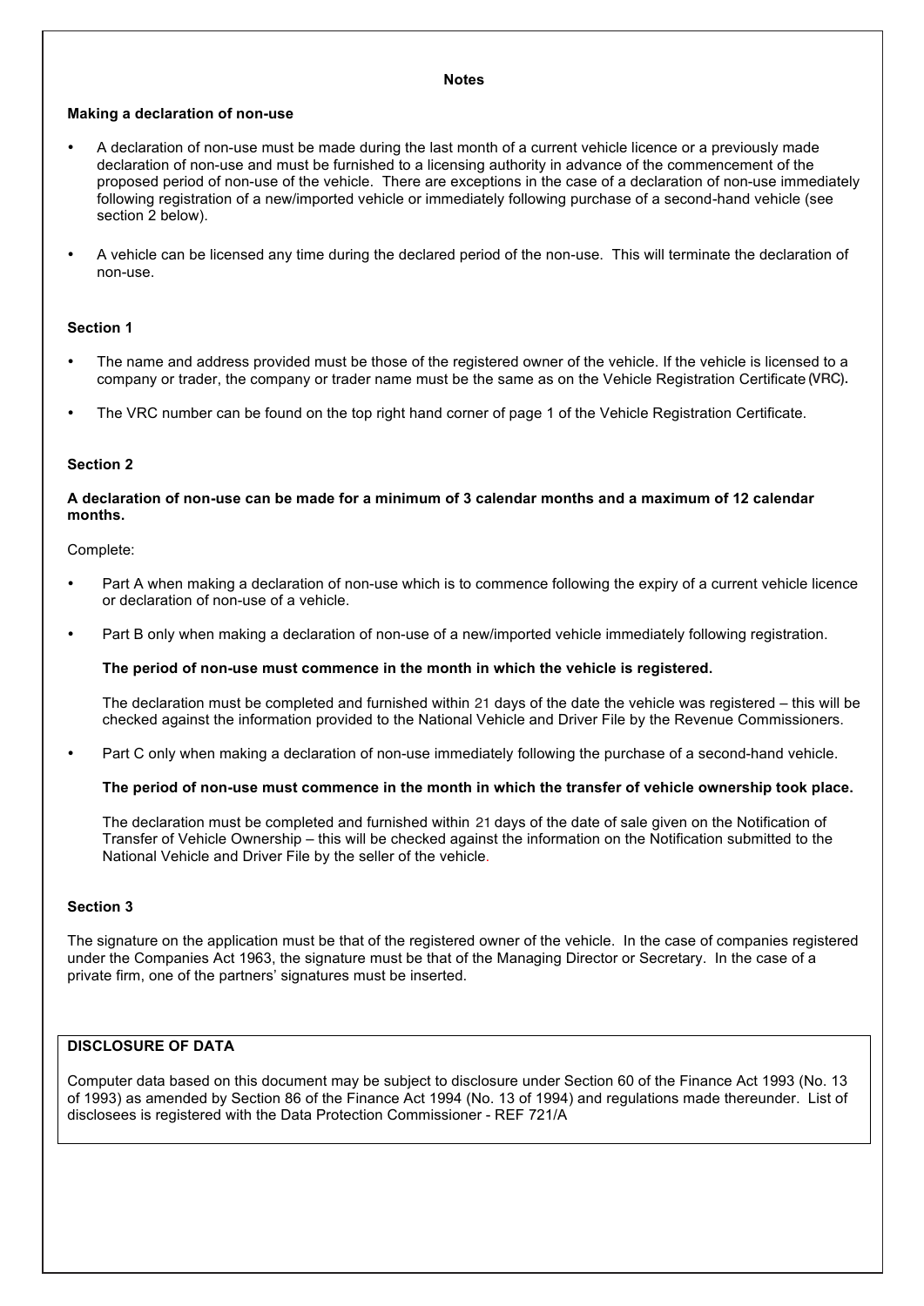# Notes

## Making a declaration of non-use

- A declaration of non-use must be made during the last month of a current vehicle licence or a previously made declaration of non-use and must be furnished to a licensing authority in advance of the commencement of the proposed period of non-use of the vehicle. There are exceptions in the case of a declaration of non-use immediately following registration of a new/imported vehicle or immediately following purchase of a second-hand vehicle (see section 2 below).

- A vehicle can be licensed any time during the declared period of the non-use. This will terminate the declaration of non-use.

## Section 1

- The name and address provided must be those of the registered owner of the vehicle. If the vehicle is licensed to a company or trader, the company or trader name must be the same as on the Vehicle Registration Certificate (VRC).

- The VRC number can be found on the top right hand corner of page 1 of the Vehicle Registration Certificate.

## Section 2

**A declaration of non-use can be made for a minimum of 3 calendar months and a maximum of 12 calendar months.**

Complete:

- Part A when making a declaration of non-use which is to commence following the expiry of a current vehicle licence or declaration of non-use of a vehicle.

- Part B only when making a declaration of non-use of a new/imported vehicle immediately following registration.

  **The period of non-use must commence in the month in which the vehicle is registered.**

  The declaration must be completed and furnished within 21 days of the date the vehicle was registered – this will be checked against the information provided to the National Vehicle and Driver File by the Revenue Commissioners.

- Part C only when making a declaration of non-use immediately following the purchase of a second-hand vehicle.

  **The period of non-use must commence in the month in which the transfer of vehicle ownership took place.**

  The declaration must be completed and furnished within 21 days of the date of sale given on the Notification of Transfer of Vehicle Ownership – this will be checked against the information on the Notification submitted to the National Vehicle and Driver File by the seller of the vehicle.

## Section 3

The signature on the application must be that of the registered owner of the vehicle. In the case of companies registered under the Companies Act 1963, the signature must be that of the Managing Director or Secretary. In the case of a private firm, one of the partners' signatures must be inserted.

**DISCLOSURE OF DATA**

Computer data based on this document may be subject to disclosure under Section 60 of the Finance Act 1993 (No. 13 of 1993) as amended by Section 86 of the Finance Act 1994 (No. 13 of 1994) and regulations made thereunder. List of disclosees is registered with the Data Protection Commissioner - REF 721/A